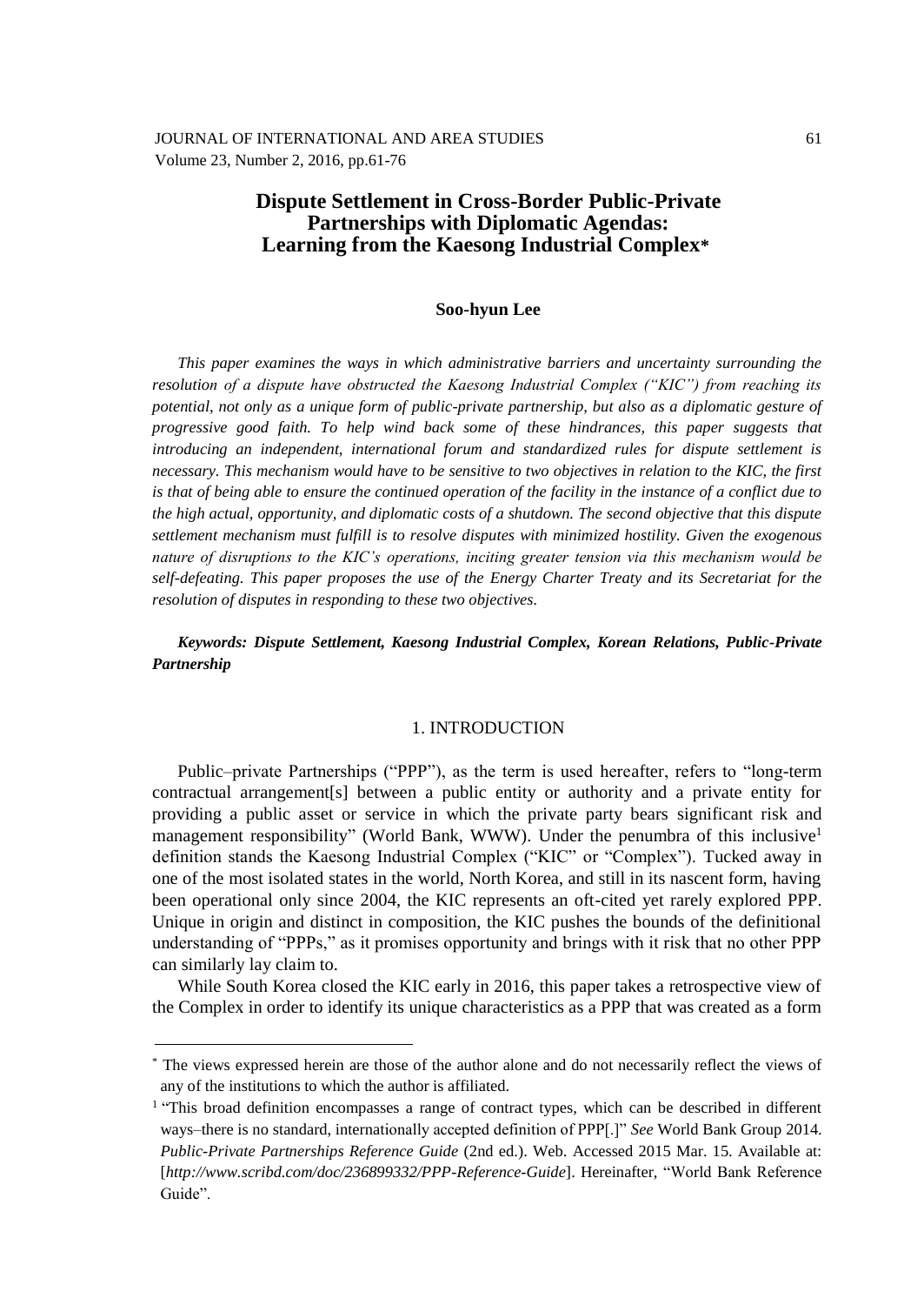# Dispute Settlement in Cross-Border Public-Private Partnerships with Diplomatic Agendas: Learning from the Kaesong Industrial Complex*

**Soo-hyun Lee**

*This paper examines the ways in which administrative barriers and uncertainty surrounding the resolution of a dispute have obstructed the Kaesong Industrial Complex ("KIC") from reaching its potential, not only as a unique form of public-private partnership, but also as a diplomatic gesture of progressive good faith. To help wind back some of these hindrances, this paper suggests that introducing an independent, international forum and standardized rules for dispute settlement is necessary. This mechanism would have to be sensitive to two objectives in relation to the KIC, the first is that of being able to ensure the continued operation of the facility in the instance of a conflict due to the high actual, opportunity, and diplomatic costs of a shutdown. The second objective that this dispute settlement mechanism must fulfill is to resolve disputes with minimized hostility. Given the exogenous nature of disruptions to the KIC's operations, inciting greater tension via this mechanism would be self-defeating. This paper proposes the use of the Energy Charter Treaty and its Secretariat for the resolution of disputes in responding to these two objectives.*

***Keywords: Dispute Settlement, Kaesong Industrial Complex, Korean Relations, Public-Private Partnership***

## 1. INTRODUCTION

Public–private Partnerships ("PPP"), as the term is used hereafter, refers to "long-term contractual arrangement[s] between a public entity or authority and a private entity for providing a public asset or service in which the private party bears significant risk and management responsibility" (World Bank, WWW). Under the penumbra of this inclusive[1] definition stands the Kaesong Industrial Complex ("KIC" or "Complex"). Tucked away in one of the most isolated states in the world, North Korea, and still in its nascent form, having been operational only since 2004, the KIC represents an oft-cited yet rarely explored PPP. Unique in origin and distinct in composition, the KIC pushes the bounds of the definitional understanding of "PPPs," as it promises opportunity and brings with it risk that no other PPP can similarly lay claim to.

While South Korea closed the KIC early in 2016, this paper takes a retrospective view of the Complex in order to identify its unique characteristics as a PPP that was created as a form

---

\* The views expressed herein are those of the author alone and do not necessarily reflect the views of any of the institutions to which the author is affiliated.

[1] "This broad definition encompasses a range of contract types, which can be described in different ways–there is no standard, internationally accepted definition of PPP[.]" *See* World Bank Group 2014. *Public-Private Partnerships Reference Guide* (2nd ed.). Web. Accessed 2015 Mar. 15. Available at: [*http://www.scribd.com/doc/236899332/PPP-Reference-Guide*]. Hereinafter, "World Bank Reference Guide".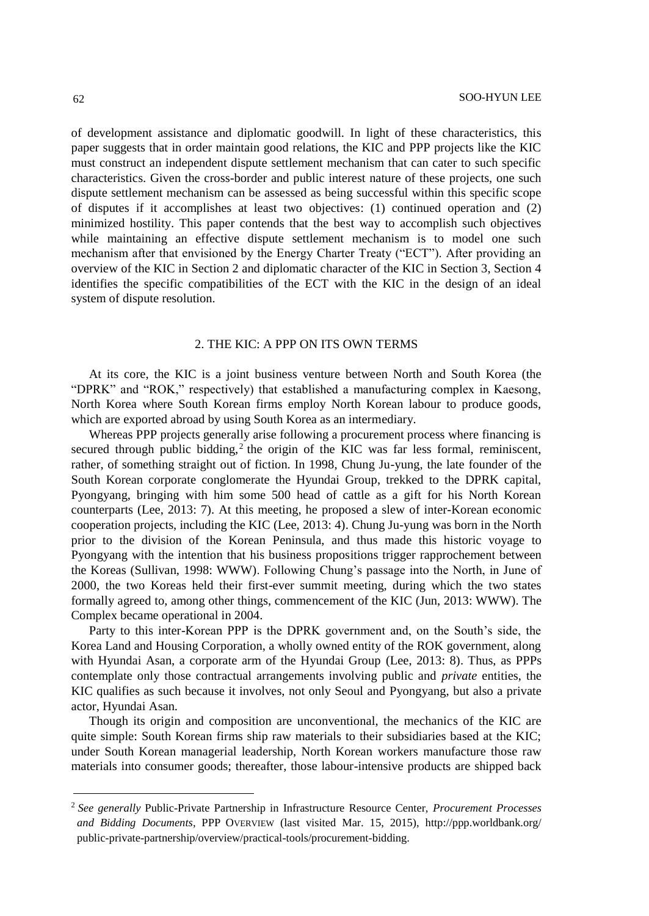of development assistance and diplomatic goodwill. In light of these characteristics, this paper suggests that in order maintain good relations, the KIC and PPP projects like the KIC must construct an independent dispute settlement mechanism that can cater to such specific characteristics. Given the cross-border and public interest nature of these projects, one such dispute settlement mechanism can be assessed as being successful within this specific scope of disputes if it accomplishes at least two objectives: (1) continued operation and (2) minimized hostility. This paper contends that the best way to accomplish such objectives while maintaining an effective dispute settlement mechanism is to model one such mechanism after that envisioned by the Energy Charter Treaty ("ECT"). After providing an overview of the KIC in Section 2 and diplomatic character of the KIC in Section 3, Section 4 identifies the specific compatibilities of the ECT with the KIC in the design of an ideal system of dispute resolution.

## 2. THE KIC: A PPP ON ITS OWN TERMS

At its core, the KIC is a joint business venture between North and South Korea (the "DPRK" and "ROK," respectively) that established a manufacturing complex in Kaesong, North Korea where South Korean firms employ North Korean labour to produce goods, which are exported abroad by using South Korea as an intermediary.

Whereas PPP projects generally arise following a procurement process where financing is secured through public bidding,[2] the origin of the KIC was far less formal, reminiscent, rather, of something straight out of fiction. In 1998, Chung Ju-yung, the late founder of the South Korean corporate conglomerate the Hyundai Group, trekked to the DPRK capital, Pyongyang, bringing with him some 500 head of cattle as a gift for his North Korean counterparts (Lee, 2013: 7). At this meeting, he proposed a slew of inter-Korean economic cooperation projects, including the KIC (Lee, 2013: 4). Chung Ju-yung was born in the North prior to the division of the Korean Peninsula, and thus made this historic voyage to Pyongyang with the intention that his business propositions trigger rapprochement between the Koreas (Sullivan, 1998: WWW). Following Chung's passage into the North, in June of 2000, the two Koreas held their first-ever summit meeting, during which the two states formally agreed to, among other things, commencement of the KIC (Jun, 2013: WWW). The Complex became operational in 2004.

Party to this inter-Korean PPP is the DPRK government and, on the South's side, the Korea Land and Housing Corporation, a wholly owned entity of the ROK government, along with Hyundai Asan, a corporate arm of the Hyundai Group (Lee, 2013: 8). Thus, as PPPs contemplate only those contractual arrangements involving public and *private* entities, the KIC qualifies as such because it involves, not only Seoul and Pyongyang, but also a private actor, Hyundai Asan.

Though its origin and composition are unconventional, the mechanics of the KIC are quite simple: South Korean firms ship raw materials to their subsidiaries based at the KIC; under South Korean managerial leadership, North Korean workers manufacture those raw materials into consumer goods; thereafter, those labour-intensive products are shipped back

---

[2] *See generally* Public-Private Partnership in Infrastructure Resource Center, *Procurement Processes and Bidding Documents*, PPP OVERVIEW (last visited Mar. 15, 2015), http://ppp.worldbank.org/public-private-partnership/overview/practical-tools/procurement-bidding.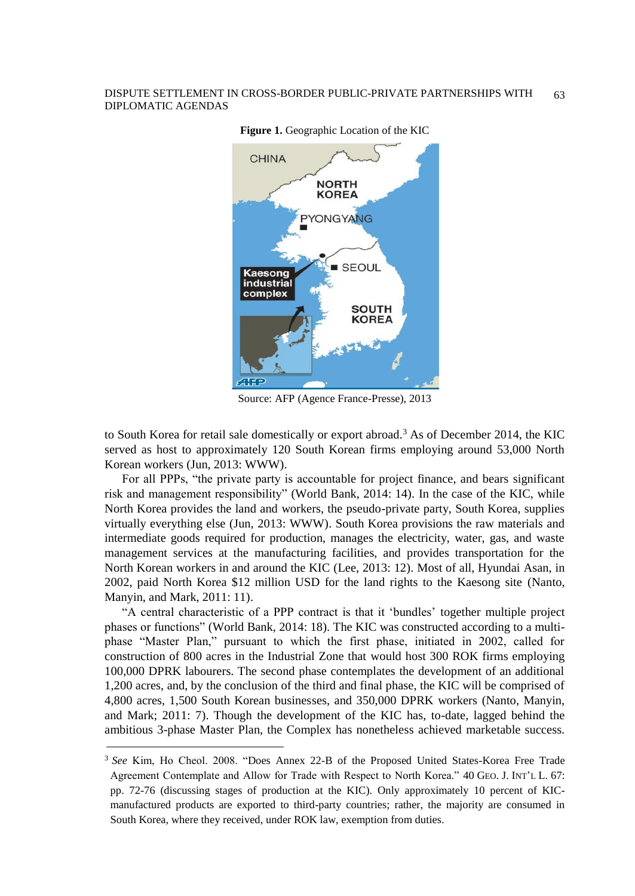**Figure 1.** Geographic Location of the KIC

Source: AFP (Agence France-Presse), 2013

to South Korea for retail sale domestically or export abroad.[3] As of December 2014, the KIC served as host to approximately 120 South Korean firms employing around 53,000 North Korean workers (Jun, 2013: WWW).

For all PPPs, "the private party is accountable for project finance, and bears significant risk and management responsibility" (World Bank, 2014: 14). In the case of the KIC, while North Korea provides the land and workers, the pseudo-private party, South Korea, supplies virtually everything else (Jun, 2013: WWW). South Korea provisions the raw materials and intermediate goods required for production, manages the electricity, water, gas, and waste management services at the manufacturing facilities, and provides transportation for the North Korean workers in and around the KIC (Lee, 2013: 12). Most of all, Hyundai Asan, in 2002, paid North Korea $12 million USD for the land rights to the Kaesong site (Nanto, Manyin, and Mark, 2011: 11).

"A central characteristic of a PPP contract is that it 'bundles' together multiple project phases or functions" (World Bank, 2014: 18). The KIC was constructed according to a multi-phase "Master Plan," pursuant to which the first phase, initiated in 2002, called for construction of 800 acres in the Industrial Zone that would host 300 ROK firms employing 100,000 DPRK labourers. The second phase contemplates the development of an additional 1,200 acres, and, by the conclusion of the third and final phase, the KIC will be comprised of 4,800 acres, 1,500 South Korean businesses, and 350,000 DPRK workers (Nanto, Manyin, and Mark; 2011: 7). Though the development of the KIC has, to-date, lagged behind the ambitious 3-phase Master Plan, the Complex has nonetheless achieved marketable success.

---

[3] *See* Kim, Ho Cheol. 2008. "Does Annex 22-B of the Proposed United States-Korea Free Trade Agreement Contemplate and Allow for Trade with Respect to North Korea." 40 GEO. J. INT'L L. 67: pp. 72-76 (discussing stages of production at the KIC). Only approximately 10 percent of KIC-manufactured products are exported to third-party countries; rather, the majority are consumed in South Korea, where they received, under ROK law, exemption from duties.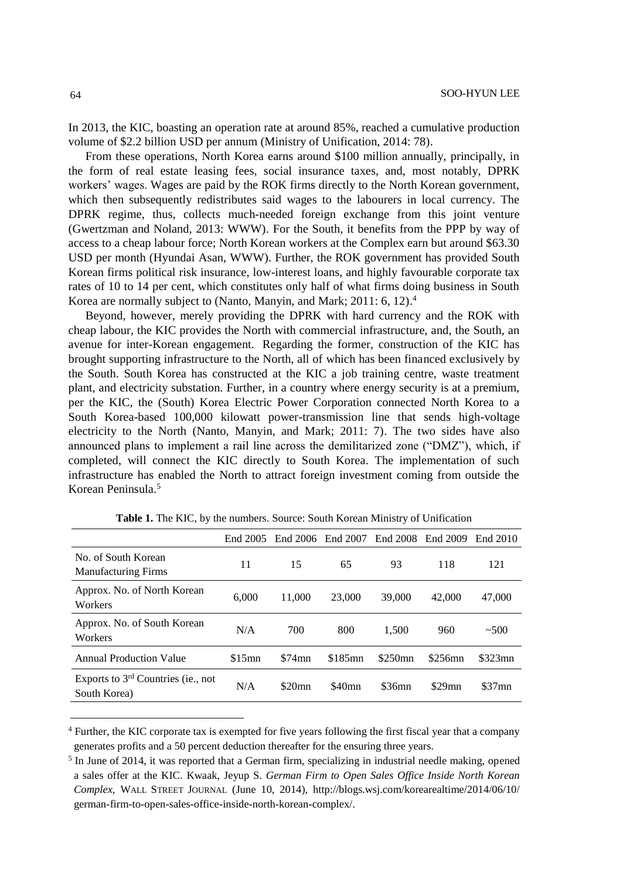In 2013, the KIC, boasting an operation rate at around 85%, reached a cumulative production volume of $2.2 billion USD per annum (Ministry of Unification, 2014: 78).

From these operations, North Korea earns around $100 million annually, principally, in the form of real estate leasing fees, social insurance taxes, and, most notably, DPRK workers' wages. Wages are paid by the ROK firms directly to the North Korean government, which then subsequently redistributes said wages to the labourers in local currency. The DPRK regime, thus, collects much-needed foreign exchange from this joint venture (Gwertzman and Noland, 2013: WWW). For the South, it benefits from the PPP by way of access to a cheap labour force; North Korean workers at the Complex earn but around $63.30 USD per month (Hyundai Asan, WWW). Further, the ROK government has provided South Korean firms political risk insurance, low-interest loans, and highly favourable corporate tax rates of 10 to 14 per cent, which constitutes only half of what firms doing business in South Korea are normally subject to (Nanto, Manyin, and Mark; 2011: 6, 12).[4]

Beyond, however, merely providing the DPRK with hard currency and the ROK with cheap labour, the KIC provides the North with commercial infrastructure, and, the South, an avenue for inter-Korean engagement. Regarding the former, construction of the KIC has brought supporting infrastructure to the North, all of which has been financed exclusively by the South. South Korea has constructed at the KIC a job training centre, waste treatment plant, and electricity substation. Further, in a country where energy security is at a premium, per the KIC, the (South) Korea Electric Power Corporation connected North Korea to a South Korea-based 100,000 kilowatt power-transmission line that sends high-voltage electricity to the North (Nanto, Manyin, and Mark; 2011: 7). The two sides have also announced plans to implement a rail line across the demilitarized zone ("DMZ"), which, if completed, will connect the KIC directly to South Korea. The implementation of such infrastructure has enabled the North to attract foreign investment coming from outside the Korean Peninsula.[5]

**Table 1.** The KIC, by the numbers. Source: South Korean Ministry of Unification

| | End 2005 | End 2006 | End 2007 | End 2008 | End 2009 | End 2010 |
|---|---|---|---|---|---|---|
| No. of South Korean Manufacturing Firms | 11 | 15 | 65 | 93 | 118 | 121 |
| Approx. No. of North Korean Workers | 6,000 | 11,000 | 23,000 | 39,000 | 42,000 | 47,000 |
| Approx. No. of South Korean Workers | N/A | 700 | 800 | 1,500 | 960 | ~500 |
| Annual Production Value | $15mn | $74mn | $185mn | $250mn | $256mn | $323mn |
| Exports to 3rd Countries (ie., not South Korea) | N/A | $20mn | $40mn | $36mn | $29mn | $37mn |

[4] Further, the KIC corporate tax is exempted for five years following the first fiscal year that a company generates profits and a 50 percent deduction thereafter for the ensuring three years.

[5] In June of 2014, it was reported that a German firm, specializing in industrial needle making, opened a sales offer at the KIC. Kwaak, Jeyup S. *German Firm to Open Sales Office Inside North Korean Complex*, WALL STREET JOURNAL (June 10, 2014), http://blogs.wsj.com/korearealtime/2014/06/10/german-firm-to-open-sales-office-inside-north-korean-complex/.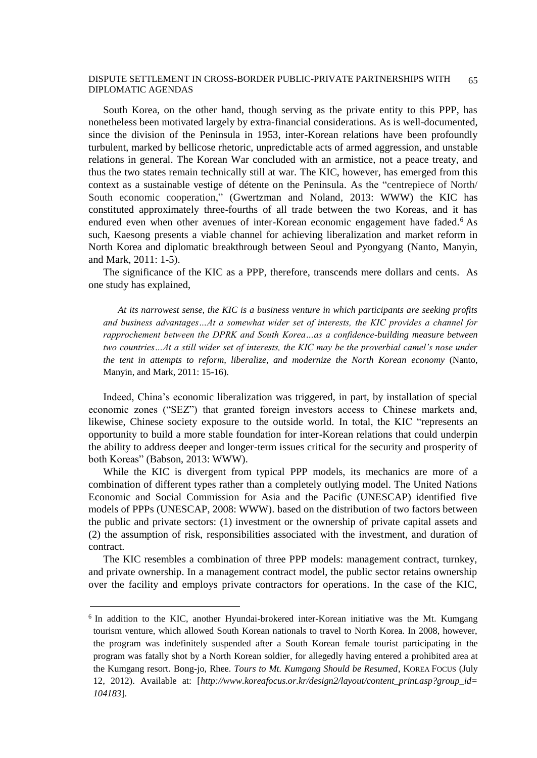South Korea, on the other hand, though serving as the private entity to this PPP, has nonetheless been motivated largely by extra-financial considerations. As is well-documented, since the division of the Peninsula in 1953, inter-Korean relations have been profoundly turbulent, marked by bellicose rhetoric, unpredictable acts of armed aggression, and unstable relations in general. The Korean War concluded with an armistice, not a peace treaty, and thus the two states remain technically still at war. The KIC, however, has emerged from this context as a sustainable vestige of détente on the Peninsula. As the "centrepiece of North/ South economic cooperation," (Gwertzman and Noland, 2013: WWW) the KIC has constituted approximately three-fourths of all trade between the two Koreas, and it has endured even when other avenues of inter-Korean economic engagement have faded.[6] As such, Kaesong presents a viable channel for achieving liberalization and market reform in North Korea and diplomatic breakthrough between Seoul and Pyongyang (Nanto, Manyin, and Mark, 2011: 1-5).

The significance of the KIC as a PPP, therefore, transcends mere dollars and cents. As one study has explained,

> *At its narrowest sense, the KIC is a business venture in which participants are seeking profits and business advantages…At a somewhat wider set of interests, the KIC provides a channel for rapprochement between the DPRK and South Korea…as a confidence-building measure between two countries…At a still wider set of interests, the KIC may be the proverbial camel's nose under the tent in attempts to reform, liberalize, and modernize the North Korean economy* (Nanto, Manyin, and Mark, 2011: 15-16).

Indeed, China's economic liberalization was triggered, in part, by installation of special economic zones ("SEZ") that granted foreign investors access to Chinese markets and, likewise, Chinese society exposure to the outside world. In total, the KIC "represents an opportunity to build a more stable foundation for inter-Korean relations that could underpin the ability to address deeper and longer-term issues critical for the security and prosperity of both Koreas" (Babson, 2013: WWW).

While the KIC is divergent from typical PPP models, its mechanics are more of a combination of different types rather than a completely outlying model. The United Nations Economic and Social Commission for Asia and the Pacific (UNESCAP) identified five models of PPPs (UNESCAP, 2008: WWW). based on the distribution of two factors between the public and private sectors: (1) investment or the ownership of private capital assets and (2) the assumption of risk, responsibilities associated with the investment, and duration of contract.

The KIC resembles a combination of three PPP models: management contract, turnkey, and private ownership. In a management contract model, the public sector retains ownership over the facility and employs private contractors for operations. In the case of the KIC,

[6] In addition to the KIC, another Hyundai-brokered inter-Korean initiative was the Mt. Kumgang tourism venture, which allowed South Korean nationals to travel to North Korea. In 2008, however, the program was indefinitely suspended after a South Korean female tourist participating in the program was fatally shot by a North Korean soldier, for allegedly having entered a prohibited area at the Kumgang resort. Bong-jo, Rhee. *Tours to Mt. Kumgang Should be Resumed*, KOREA FOCUS (July 12, 2012). Available at: [*http://www.koreafocus.or.kr/design2/layout/content_print.asp?group_id=104183*].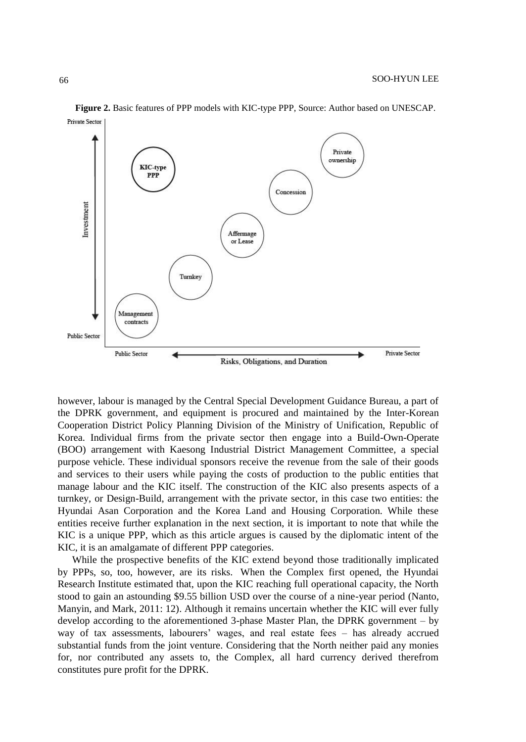**Figure 2.** Basic features of PPP models with KIC-type PPP, Source: Author based on UNESCAP.

however, labour is managed by the Central Special Development Guidance Bureau, a part of the DPRK government, and equipment is procured and maintained by the Inter-Korean Cooperation District Policy Planning Division of the Ministry of Unification, Republic of Korea. Individual firms from the private sector then engage into a Build-Own-Operate (BOO) arrangement with Kaesong Industrial District Management Committee, a special purpose vehicle. These individual sponsors receive the revenue from the sale of their goods and services to their users while paying the costs of production to the public entities that manage labour and the KIC itself. The construction of the KIC also presents aspects of a turnkey, or Design-Build, arrangement with the private sector, in this case two entities: the Hyundai Asan Corporation and the Korea Land and Housing Corporation. While these entities receive further explanation in the next section, it is important to note that while the KIC is a unique PPP, which as this article argues is caused by the diplomatic intent of the KIC, it is an amalgamate of different PPP categories.

While the prospective benefits of the KIC extend beyond those traditionally implicated by PPPs, so, too, however, are its risks. When the Complex first opened, the Hyundai Research Institute estimated that, upon the KIC reaching full operational capacity, the North stood to gain an astounding \$9.55 billion USD over the course of a nine-year period (Nanto, Manyin, and Mark, 2011: 12). Although it remains uncertain whether the KIC will ever fully develop according to the aforementioned 3-phase Master Plan, the DPRK government – by way of tax assessments, labourers' wages, and real estate fees – has already accrued substantial funds from the joint venture. Considering that the North neither paid any monies for, nor contributed any assets to, the Complex, all hard currency derived therefrom constitutes pure profit for the DPRK.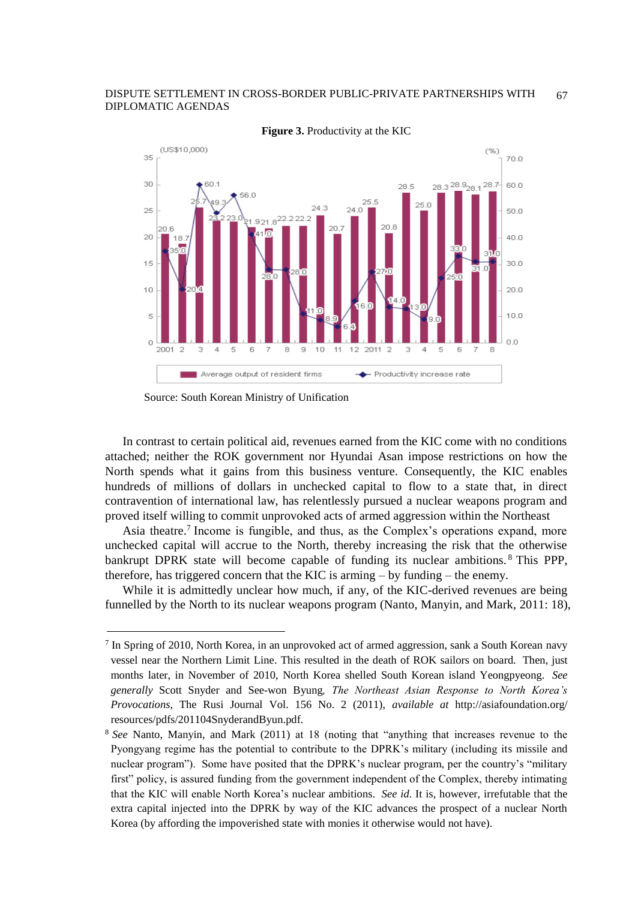**Figure 3.** Productivity at the KIC

Source: South Korean Ministry of Unification

In contrast to certain political aid, revenues earned from the KIC come with no conditions attached; neither the ROK government nor Hyundai Asan impose restrictions on how the North spends what it gains from this business venture. Consequently, the KIC enables hundreds of millions of dollars in unchecked capital to flow to a state that, in direct contravention of international law, has relentlessly pursued a nuclear weapons program and proved itself willing to commit unprovoked acts of armed aggression within the Northeast Asia theatre.[7] Income is fungible, and thus, as the Complex's operations expand, more unchecked capital will accrue to the North, thereby increasing the risk that the otherwise bankrupt DPRK state will become capable of funding its nuclear ambitions.[8] This PPP, therefore, has triggered concern that the KIC is arming – by funding – the enemy.

While it is admittedly unclear how much, if any, of the KIC-derived revenues are being funnelled by the North to its nuclear weapons program (Nanto, Manyin, and Mark, 2011: 18),

---

[7] In Spring of 2010, North Korea, in an unprovoked act of armed aggression, sank a South Korean navy vessel near the Northern Limit Line. This resulted in the death of ROK sailors on board. Then, just months later, in November of 2010, North Korea shelled South Korean island Yeongpyeong. *See generally* Scott Snyder and See-won Byung, *The Northeast Asian Response to North Korea's Provocations*, The Rusi Journal Vol. 156 No. 2 (2011), *available at* http://asiafoundation.org/resources/pdfs/201104SnyderandByun.pdf.

[8] *See* Nanto, Manyin, and Mark (2011) at 18 (noting that "anything that increases revenue to the Pyongyang regime has the potential to contribute to the DPRK's military (including its missile and nuclear program"). Some have posited that the DPRK's nuclear program, per the country's "military first" policy, is assured funding from the government independent of the Complex, thereby intimating that the KIC will enable North Korea's nuclear ambitions. *See id*. It is, however, irrefutable that the extra capital injected into the DPRK by way of the KIC advances the prospect of a nuclear North Korea (by affording the impoverished state with monies it otherwise would not have).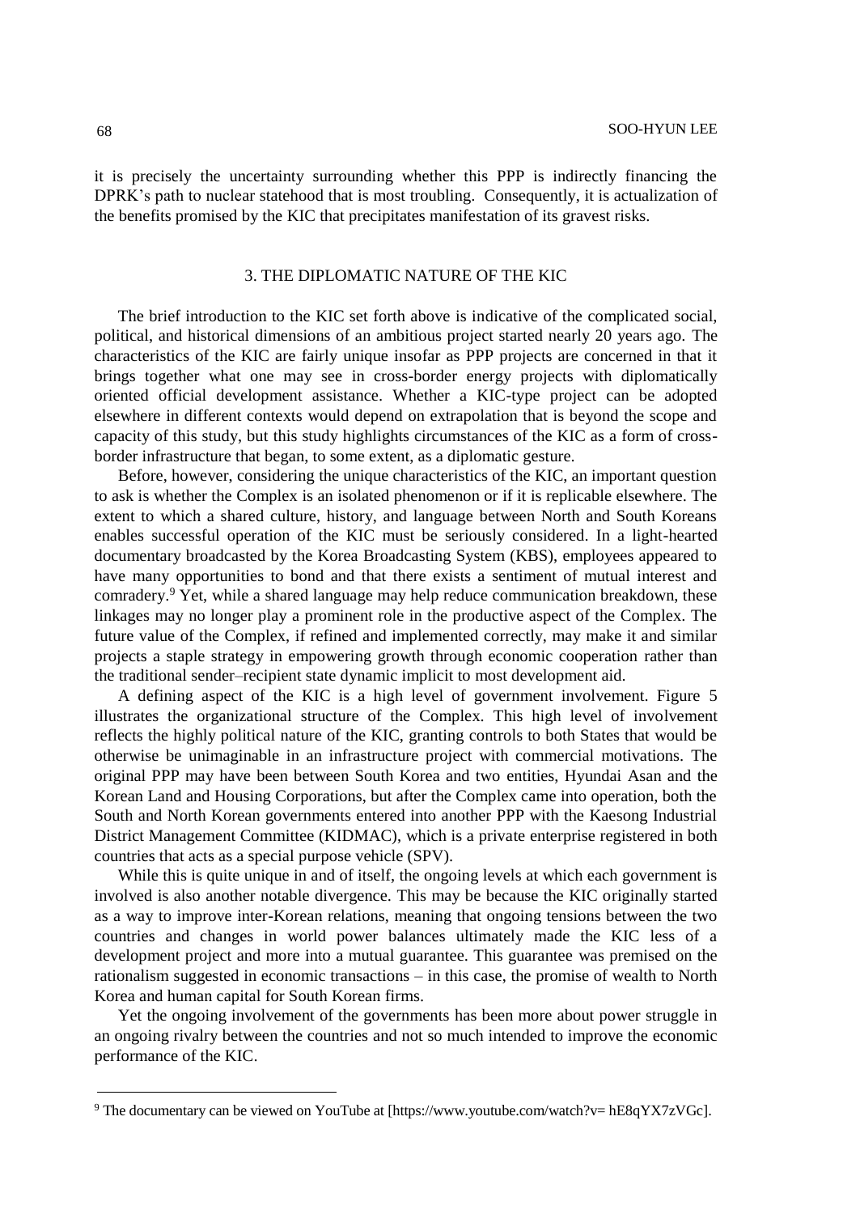it is precisely the uncertainty surrounding whether this PPP is indirectly financing the DPRK's path to nuclear statehood that is most troubling. Consequently, it is actualization of the benefits promised by the KIC that precipitates manifestation of its gravest risks.

## 3. THE DIPLOMATIC NATURE OF THE KIC

The brief introduction to the KIC set forth above is indicative of the complicated social, political, and historical dimensions of an ambitious project started nearly 20 years ago. The characteristics of the KIC are fairly unique insofar as PPP projects are concerned in that it brings together what one may see in cross-border energy projects with diplomatically oriented official development assistance. Whether a KIC-type project can be adopted elsewhere in different contexts would depend on extrapolation that is beyond the scope and capacity of this study, but this study highlights circumstances of the KIC as a form of cross-border infrastructure that began, to some extent, as a diplomatic gesture.

Before, however, considering the unique characteristics of the KIC, an important question to ask is whether the Complex is an isolated phenomenon or if it is replicable elsewhere. The extent to which a shared culture, history, and language between North and South Koreans enables successful operation of the KIC must be seriously considered. In a light-hearted documentary broadcasted by the Korea Broadcasting System (KBS), employees appeared to have many opportunities to bond and that there exists a sentiment of mutual interest and comradery.[9] Yet, while a shared language may help reduce communication breakdown, these linkages may no longer play a prominent role in the productive aspect of the Complex. The future value of the Complex, if refined and implemented correctly, may make it and similar projects a staple strategy in empowering growth through economic cooperation rather than the traditional sender–recipient state dynamic implicit to most development aid.

A defining aspect of the KIC is a high level of government involvement. Figure 5 illustrates the organizational structure of the Complex. This high level of involvement reflects the highly political nature of the KIC, granting controls to both States that would be otherwise be unimaginable in an infrastructure project with commercial motivations. The original PPP may have been between South Korea and two entities, Hyundai Asan and the Korean Land and Housing Corporations, but after the Complex came into operation, both the South and North Korean governments entered into another PPP with the Kaesong Industrial District Management Committee (KIDMAC), which is a private enterprise registered in both countries that acts as a special purpose vehicle (SPV).

While this is quite unique in and of itself, the ongoing levels at which each government is involved is also another notable divergence. This may be because the KIC originally started as a way to improve inter-Korean relations, meaning that ongoing tensions between the two countries and changes in world power balances ultimately made the KIC less of a development project and more into a mutual guarantee. This guarantee was premised on the rationalism suggested in economic transactions – in this case, the promise of wealth to North Korea and human capital for South Korean firms.

Yet the ongoing involvement of the governments has been more about power struggle in an ongoing rivalry between the countries and not so much intended to improve the economic performance of the KIC.

---

[9] The documentary can be viewed on YouTube at [https://www.youtube.com/watch?v= hE8qYX7zVGc].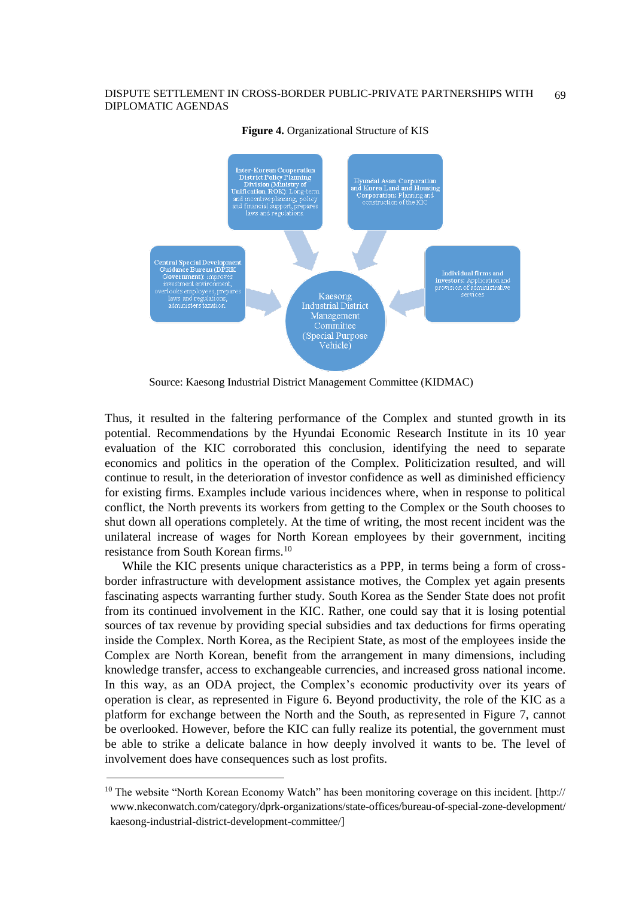**Figure 4.** Organizational Structure of KIS

Inter-Korean Cooperation District Policy Planning Division (Ministry of Unification, ROK): Long-term and incentive planning, policy and financial support, prepares laws and regulations

Hyundai Asan Corporation and Korea Land and Housing Corporation: Planning and construction of the KIC

Central Special Development Guidance Bureau (DPRK Government): improves investment environment, overlooks employees, prepares laws and regulations, administers taxation

Kaesong Industrial District Management Committee (Special Purpose Vehicle)

Individual firms and investors: Application and provision of administrative services

Source: Kaesong Industrial District Management Committee (KIDMAC)

Thus, it resulted in the faltering performance of the Complex and stunted growth in its potential. Recommendations by the Hyundai Economic Research Institute in its 10 year evaluation of the KIC corroborated this conclusion, identifying the need to separate economics and politics in the operation of the Complex. Politicization resulted, and will continue to result, in the deterioration of investor confidence as well as diminished efficiency for existing firms. Examples include various incidences where, when in response to political conflict, the North prevents its workers from getting to the Complex or the South chooses to shut down all operations completely. At the time of writing, the most recent incident was the unilateral increase of wages for North Korean employees by their government, inciting resistance from South Korean firms.[10]

While the KIC presents unique characteristics as a PPP, in terms being a form of cross-border infrastructure with development assistance motives, the Complex yet again presents fascinating aspects warranting further study. South Korea as the Sender State does not profit from its continued involvement in the KIC. Rather, one could say that it is losing potential sources of tax revenue by providing special subsidies and tax deductions for firms operating inside the Complex. North Korea, as the Recipient State, as most of the employees inside the Complex are North Korean, benefit from the arrangement in many dimensions, including knowledge transfer, access to exchangeable currencies, and increased gross national income. In this way, as an ODA project, the Complex's economic productivity over its years of operation is clear, as represented in Figure 6. Beyond productivity, the role of the KIC as a platform for exchange between the North and the South, as represented in Figure 7, cannot be overlooked. However, before the KIC can fully realize its potential, the government must be able to strike a delicate balance in how deeply involved it wants to be. The level of involvement does have consequences such as lost profits.

---

[10] The website "North Korean Economy Watch" has been monitoring coverage on this incident. [http://www.nkeconwatch.com/category/dprk-organizations/state-offices/bureau-of-special-zone-development/kaesong-industrial-district-development-committee/]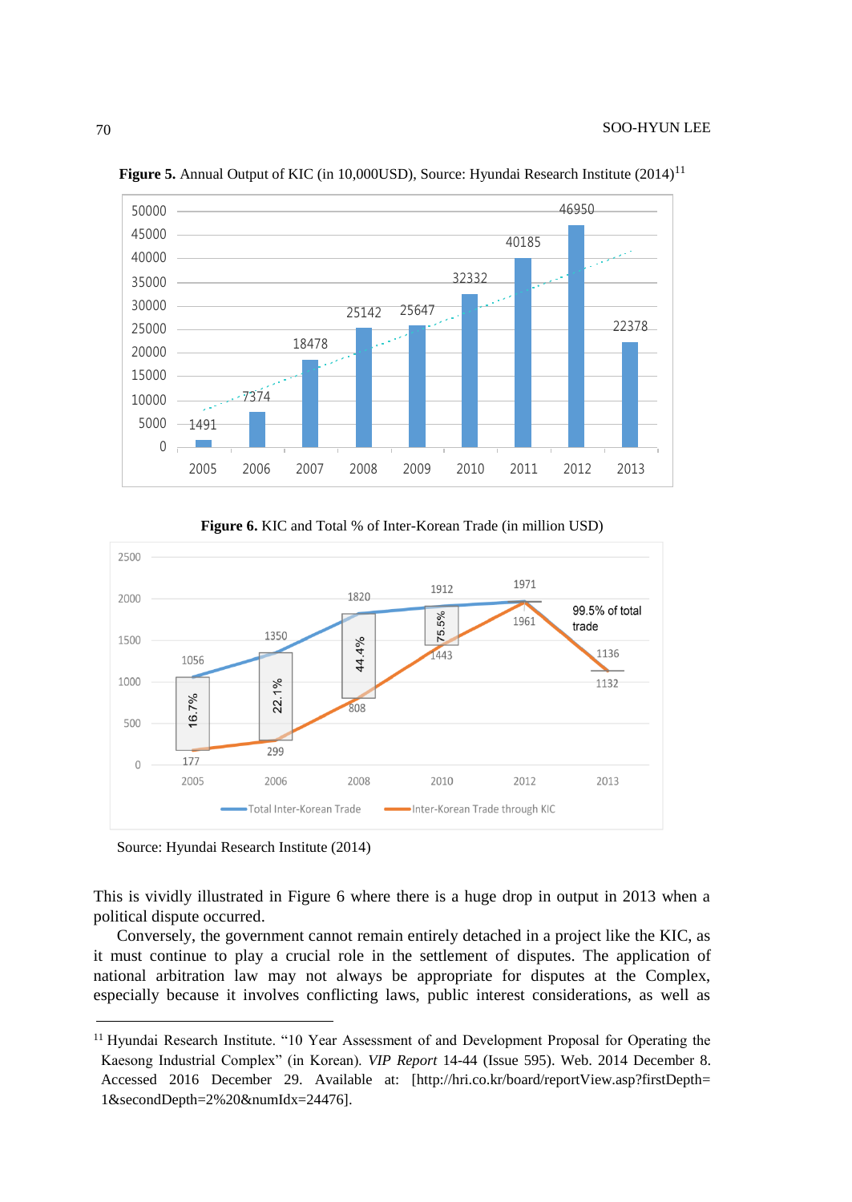**Figure 5.** Annual Output of KIC (in 10,000USD), Source: Hyundai Research Institute (2014)[11]

**Figure 6.** KIC and Total % of Inter-Korean Trade (in million USD)

Source: Hyundai Research Institute (2014)

This is vividly illustrated in Figure 6 where there is a huge drop in output in 2013 when a political dispute occurred.

Conversely, the government cannot remain entirely detached in a project like the KIC, as it must continue to play a crucial role in the settlement of disputes. The application of national arbitration law may not always be appropriate for disputes at the Complex, especially because it involves conflicting laws, public interest considerations, as well as

---

[11] Hyundai Research Institute. "10 Year Assessment of and Development Proposal for Operating the Kaesong Industrial Complex" (in Korean). *VIP Report* 14-44 (Issue 595). Web. 2014 December 8. Accessed 2016 December 29. Available at: [http://hri.co.kr/board/reportView.asp?firstDepth=1&secondDepth=2%20&numIdx=24476].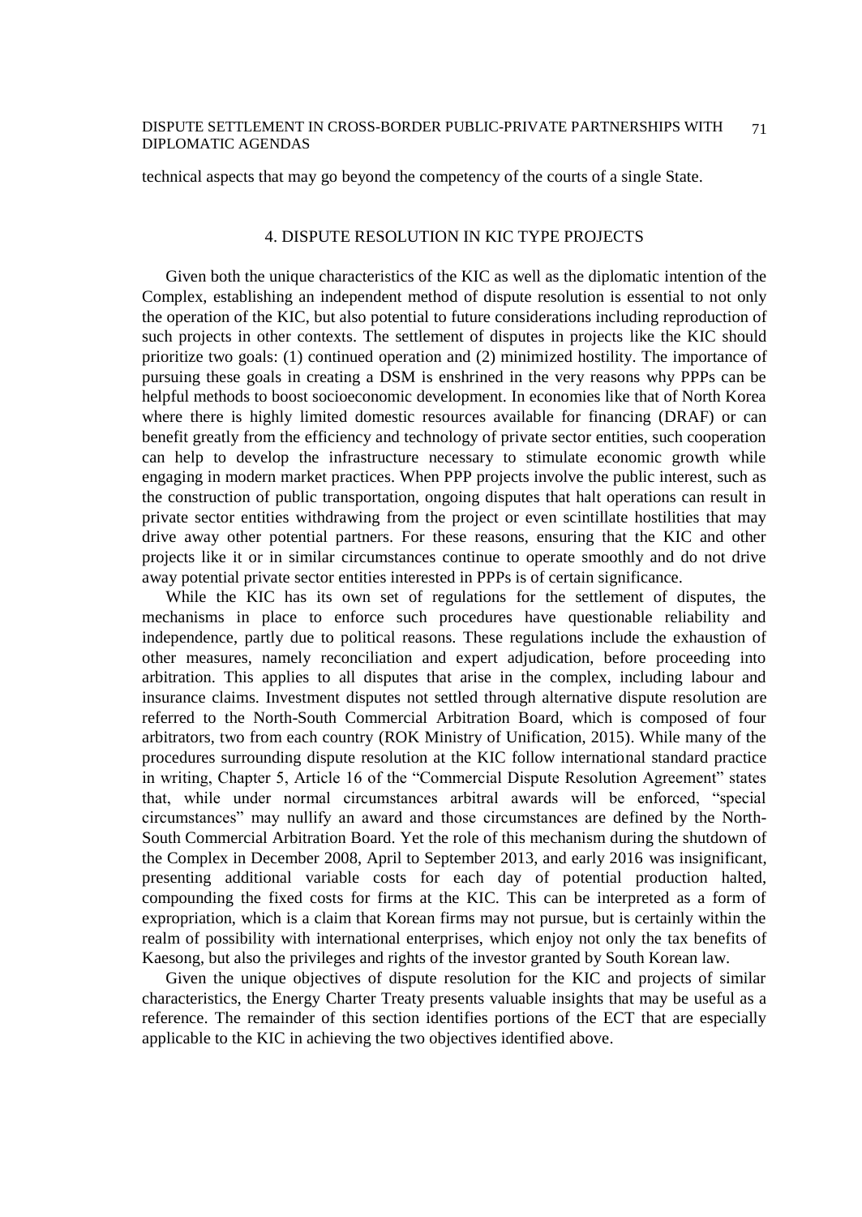technical aspects that may go beyond the competency of the courts of a single State.

## 4. DISPUTE RESOLUTION IN KIC TYPE PROJECTS

Given both the unique characteristics of the KIC as well as the diplomatic intention of the Complex, establishing an independent method of dispute resolution is essential to not only the operation of the KIC, but also potential to future considerations including reproduction of such projects in other contexts. The settlement of disputes in projects like the KIC should prioritize two goals: (1) continued operation and (2) minimized hostility. The importance of pursuing these goals in creating a DSM is enshrined in the very reasons why PPPs can be helpful methods to boost socioeconomic development. In economies like that of North Korea where there is highly limited domestic resources available for financing (DRAF) or can benefit greatly from the efficiency and technology of private sector entities, such cooperation can help to develop the infrastructure necessary to stimulate economic growth while engaging in modern market practices. When PPP projects involve the public interest, such as the construction of public transportation, ongoing disputes that halt operations can result in private sector entities withdrawing from the project or even scintillate hostilities that may drive away other potential partners. For these reasons, ensuring that the KIC and other projects like it or in similar circumstances continue to operate smoothly and do not drive away potential private sector entities interested in PPPs is of certain significance.

While the KIC has its own set of regulations for the settlement of disputes, the mechanisms in place to enforce such procedures have questionable reliability and independence, partly due to political reasons. These regulations include the exhaustion of other measures, namely reconciliation and expert adjudication, before proceeding into arbitration. This applies to all disputes that arise in the complex, including labour and insurance claims. Investment disputes not settled through alternative dispute resolution are referred to the North-South Commercial Arbitration Board, which is composed of four arbitrators, two from each country (ROK Ministry of Unification, 2015). While many of the procedures surrounding dispute resolution at the KIC follow international standard practice in writing, Chapter 5, Article 16 of the "Commercial Dispute Resolution Agreement" states that, while under normal circumstances arbitral awards will be enforced, "special circumstances" may nullify an award and those circumstances are defined by the North-South Commercial Arbitration Board. Yet the role of this mechanism during the shutdown of the Complex in December 2008, April to September 2013, and early 2016 was insignificant, presenting additional variable costs for each day of potential production halted, compounding the fixed costs for firms at the KIC. This can be interpreted as a form of expropriation, which is a claim that Korean firms may not pursue, but is certainly within the realm of possibility with international enterprises, which enjoy not only the tax benefits of Kaesong, but also the privileges and rights of the investor granted by South Korean law.

Given the unique objectives of dispute resolution for the KIC and projects of similar characteristics, the Energy Charter Treaty presents valuable insights that may be useful as a reference. The remainder of this section identifies portions of the ECT that are especially applicable to the KIC in achieving the two objectives identified above.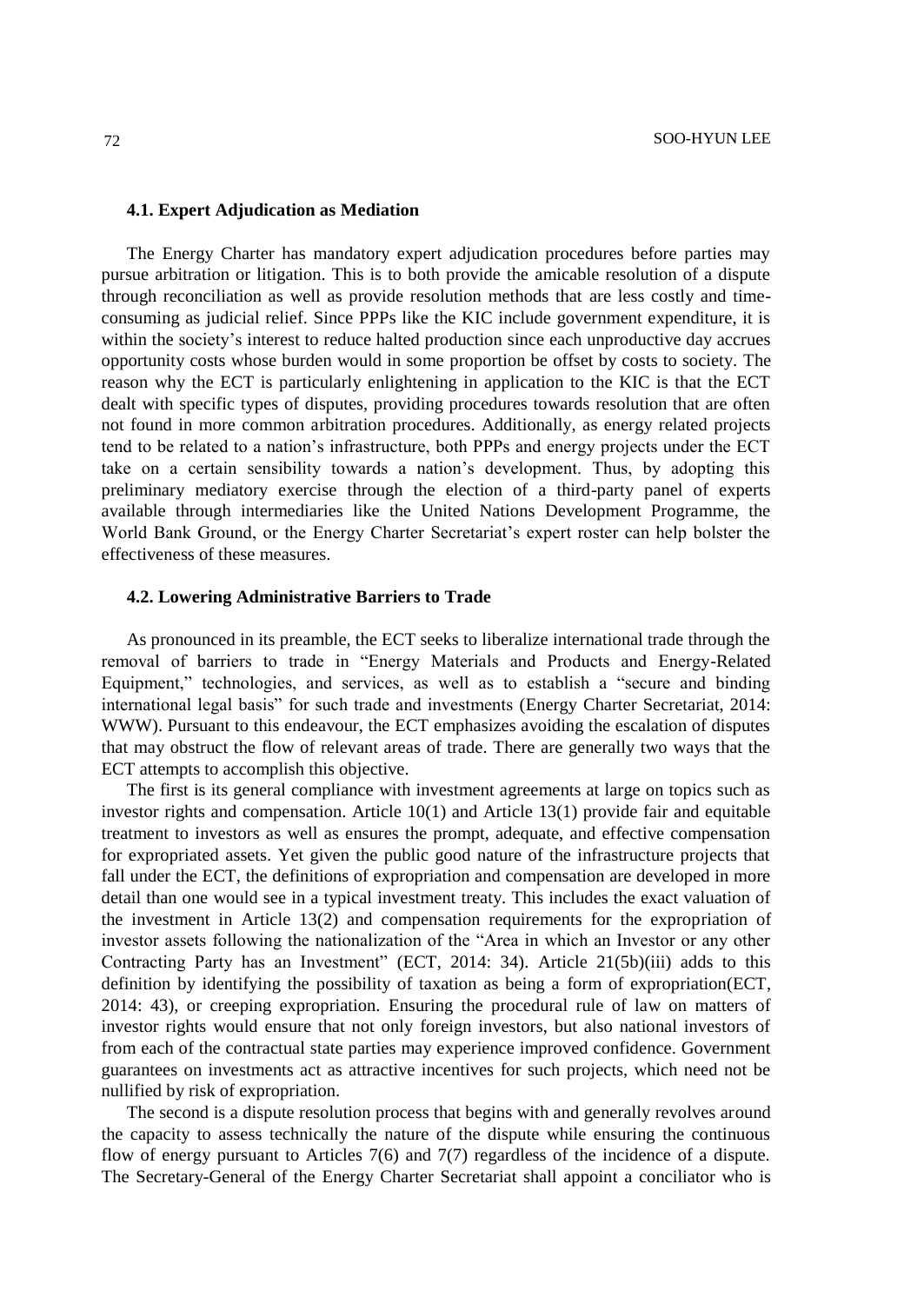### 4.1. Expert Adjudication as Mediation

The Energy Charter has mandatory expert adjudication procedures before parties may pursue arbitration or litigation. This is to both provide the amicable resolution of a dispute through reconciliation as well as provide resolution methods that are less costly and time-consuming as judicial relief. Since PPPs like the KIC include government expenditure, it is within the society's interest to reduce halted production since each unproductive day accrues opportunity costs whose burden would in some proportion be offset by costs to society. The reason why the ECT is particularly enlightening in application to the KIC is that the ECT dealt with specific types of disputes, providing procedures towards resolution that are often not found in more common arbitration procedures. Additionally, as energy related projects tend to be related to a nation's infrastructure, both PPPs and energy projects under the ECT take on a certain sensibility towards a nation's development. Thus, by adopting this preliminary mediatory exercise through the election of a third-party panel of experts available through intermediaries like the United Nations Development Programme, the World Bank Ground, or the Energy Charter Secretariat's expert roster can help bolster the effectiveness of these measures.

### 4.2. Lowering Administrative Barriers to Trade

As pronounced in its preamble, the ECT seeks to liberalize international trade through the removal of barriers to trade in "Energy Materials and Products and Energy-Related Equipment," technologies, and services, as well as to establish a "secure and binding international legal basis" for such trade and investments (Energy Charter Secretariat, 2014: WWW). Pursuant to this endeavour, the ECT emphasizes avoiding the escalation of disputes that may obstruct the flow of relevant areas of trade. There are generally two ways that the ECT attempts to accomplish this objective.

The first is its general compliance with investment agreements at large on topics such as investor rights and compensation. Article 10(1) and Article 13(1) provide fair and equitable treatment to investors as well as ensures the prompt, adequate, and effective compensation for expropriated assets. Yet given the public good nature of the infrastructure projects that fall under the ECT, the definitions of expropriation and compensation are developed in more detail than one would see in a typical investment treaty. This includes the exact valuation of the investment in Article 13(2) and compensation requirements for the expropriation of investor assets following the nationalization of the "Area in which an Investor or any other Contracting Party has an Investment" (ECT, 2014: 34). Article 21(5b)(iii) adds to this definition by identifying the possibility of taxation as being a form of expropriation(ECT, 2014: 43), or creeping expropriation. Ensuring the procedural rule of law on matters of investor rights would ensure that not only foreign investors, but also national investors of from each of the contractual state parties may experience improved confidence. Government guarantees on investments act as attractive incentives for such projects, which need not be nullified by risk of expropriation.

The second is a dispute resolution process that begins with and generally revolves around the capacity to assess technically the nature of the dispute while ensuring the continuous flow of energy pursuant to Articles 7(6) and 7(7) regardless of the incidence of a dispute. The Secretary-General of the Energy Charter Secretariat shall appoint a conciliator who is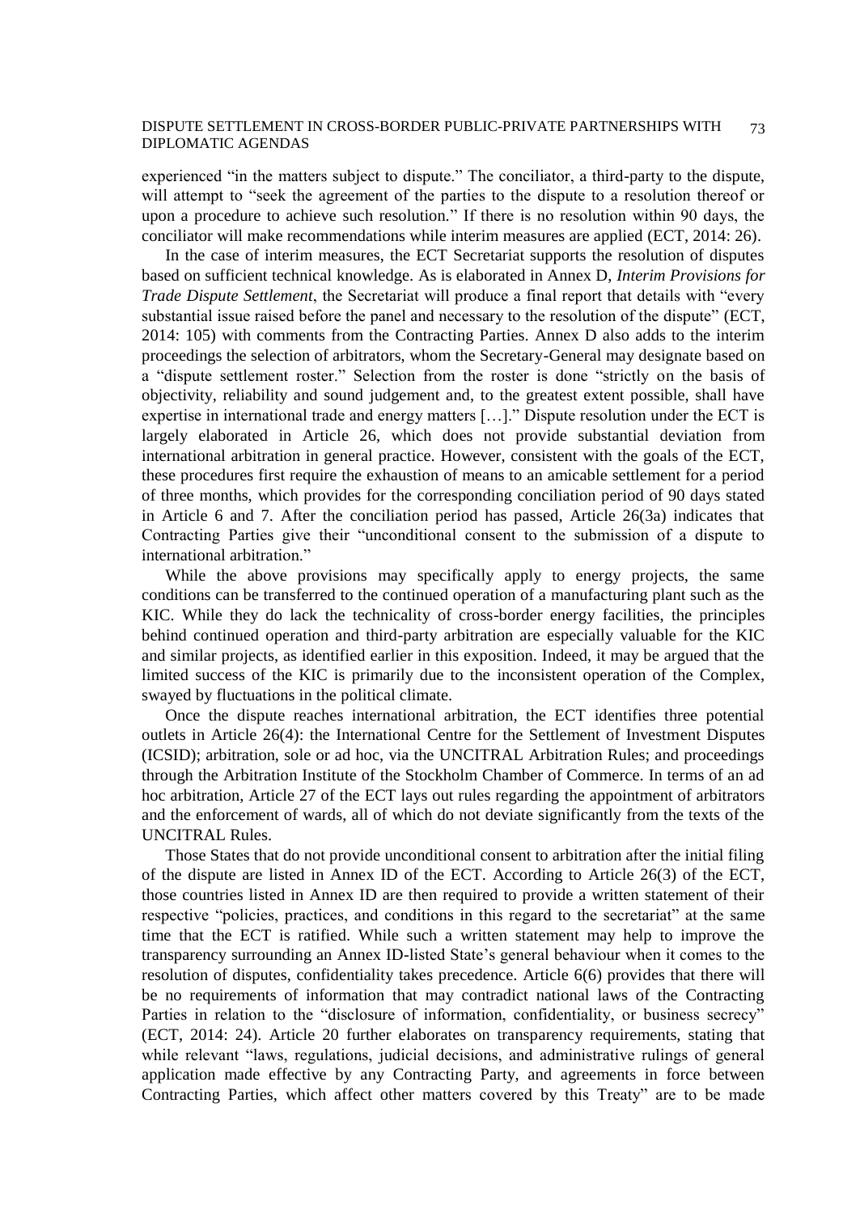experienced "in the matters subject to dispute." The conciliator, a third-party to the dispute, will attempt to "seek the agreement of the parties to the dispute to a resolution thereof or upon a procedure to achieve such resolution." If there is no resolution within 90 days, the conciliator will make recommendations while interim measures are applied (ECT, 2014: 26).

In the case of interim measures, the ECT Secretariat supports the resolution of disputes based on sufficient technical knowledge. As is elaborated in Annex D, *Interim Provisions for Trade Dispute Settlement*, the Secretariat will produce a final report that details with "every substantial issue raised before the panel and necessary to the resolution of the dispute" (ECT, 2014: 105) with comments from the Contracting Parties. Annex D also adds to the interim proceedings the selection of arbitrators, whom the Secretary-General may designate based on a "dispute settlement roster." Selection from the roster is done "strictly on the basis of objectivity, reliability and sound judgement and, to the greatest extent possible, shall have expertise in international trade and energy matters […]." Dispute resolution under the ECT is largely elaborated in Article 26, which does not provide substantial deviation from international arbitration in general practice. However, consistent with the goals of the ECT, these procedures first require the exhaustion of means to an amicable settlement for a period of three months, which provides for the corresponding conciliation period of 90 days stated in Article 6 and 7. After the conciliation period has passed, Article 26(3a) indicates that Contracting Parties give their "unconditional consent to the submission of a dispute to international arbitration."

While the above provisions may specifically apply to energy projects, the same conditions can be transferred to the continued operation of a manufacturing plant such as the KIC. While they do lack the technicality of cross-border energy facilities, the principles behind continued operation and third-party arbitration are especially valuable for the KIC and similar projects, as identified earlier in this exposition. Indeed, it may be argued that the limited success of the KIC is primarily due to the inconsistent operation of the Complex, swayed by fluctuations in the political climate.

Once the dispute reaches international arbitration, the ECT identifies three potential outlets in Article 26(4): the International Centre for the Settlement of Investment Disputes (ICSID); arbitration, sole or ad hoc, via the UNCITRAL Arbitration Rules; and proceedings through the Arbitration Institute of the Stockholm Chamber of Commerce. In terms of an ad hoc arbitration, Article 27 of the ECT lays out rules regarding the appointment of arbitrators and the enforcement of wards, all of which do not deviate significantly from the texts of the UNCITRAL Rules.

Those States that do not provide unconditional consent to arbitration after the initial filing of the dispute are listed in Annex ID of the ECT. According to Article 26(3) of the ECT, those countries listed in Annex ID are then required to provide a written statement of their respective "policies, practices, and conditions in this regard to the secretariat" at the same time that the ECT is ratified. While such a written statement may help to improve the transparency surrounding an Annex ID-listed State's general behaviour when it comes to the resolution of disputes, confidentiality takes precedence. Article 6(6) provides that there will be no requirements of information that may contradict national laws of the Contracting Parties in relation to the "disclosure of information, confidentiality, or business secrecy" (ECT, 2014: 24). Article 20 further elaborates on transparency requirements, stating that while relevant "laws, regulations, judicial decisions, and administrative rulings of general application made effective by any Contracting Party, and agreements in force between Contracting Parties, which affect other matters covered by this Treaty" are to be made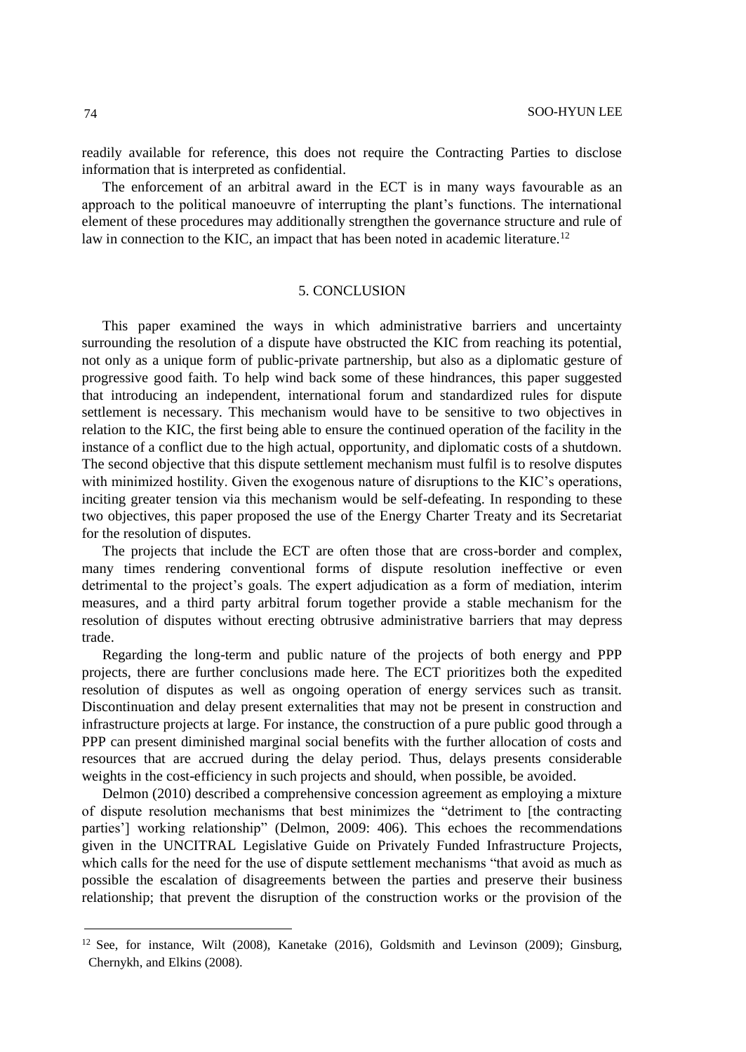readily available for reference, this does not require the Contracting Parties to disclose information that is interpreted as confidential.

The enforcement of an arbitral award in the ECT is in many ways favourable as an approach to the political manoeuvre of interrupting the plant's functions. The international element of these procedures may additionally strengthen the governance structure and rule of law in connection to the KIC, an impact that has been noted in academic literature.[12]

## 5. CONCLUSION

This paper examined the ways in which administrative barriers and uncertainty surrounding the resolution of a dispute have obstructed the KIC from reaching its potential, not only as a unique form of public-private partnership, but also as a diplomatic gesture of progressive good faith. To help wind back some of these hindrances, this paper suggested that introducing an independent, international forum and standardized rules for dispute settlement is necessary. This mechanism would have to be sensitive to two objectives in relation to the KIC, the first being able to ensure the continued operation of the facility in the instance of a conflict due to the high actual, opportunity, and diplomatic costs of a shutdown. The second objective that this dispute settlement mechanism must fulfil is to resolve disputes with minimized hostility. Given the exogenous nature of disruptions to the KIC's operations, inciting greater tension via this mechanism would be self-defeating. In responding to these two objectives, this paper proposed the use of the Energy Charter Treaty and its Secretariat for the resolution of disputes.

The projects that include the ECT are often those that are cross-border and complex, many times rendering conventional forms of dispute resolution ineffective or even detrimental to the project's goals. The expert adjudication as a form of mediation, interim measures, and a third party arbitral forum together provide a stable mechanism for the resolution of disputes without erecting obtrusive administrative barriers that may depress trade.

Regarding the long-term and public nature of the projects of both energy and PPP projects, there are further conclusions made here. The ECT prioritizes both the expedited resolution of disputes as well as ongoing operation of energy services such as transit. Discontinuation and delay present externalities that may not be present in construction and infrastructure projects at large. For instance, the construction of a pure public good through a PPP can present diminished marginal social benefits with the further allocation of costs and resources that are accrued during the delay period. Thus, delays presents considerable weights in the cost-efficiency in such projects and should, when possible, be avoided.

Delmon (2010) described a comprehensive concession agreement as employing a mixture of dispute resolution mechanisms that best minimizes the "detriment to [the contracting parties'] working relationship" (Delmon, 2009: 406). This echoes the recommendations given in the UNCITRAL Legislative Guide on Privately Funded Infrastructure Projects, which calls for the need for the use of dispute settlement mechanisms "that avoid as much as possible the escalation of disagreements between the parties and preserve their business relationship; that prevent the disruption of the construction works or the provision of the

---

[12] See, for instance, Wilt (2008), Kanetake (2016), Goldsmith and Levinson (2009); Ginsburg, Chernykh, and Elkins (2008).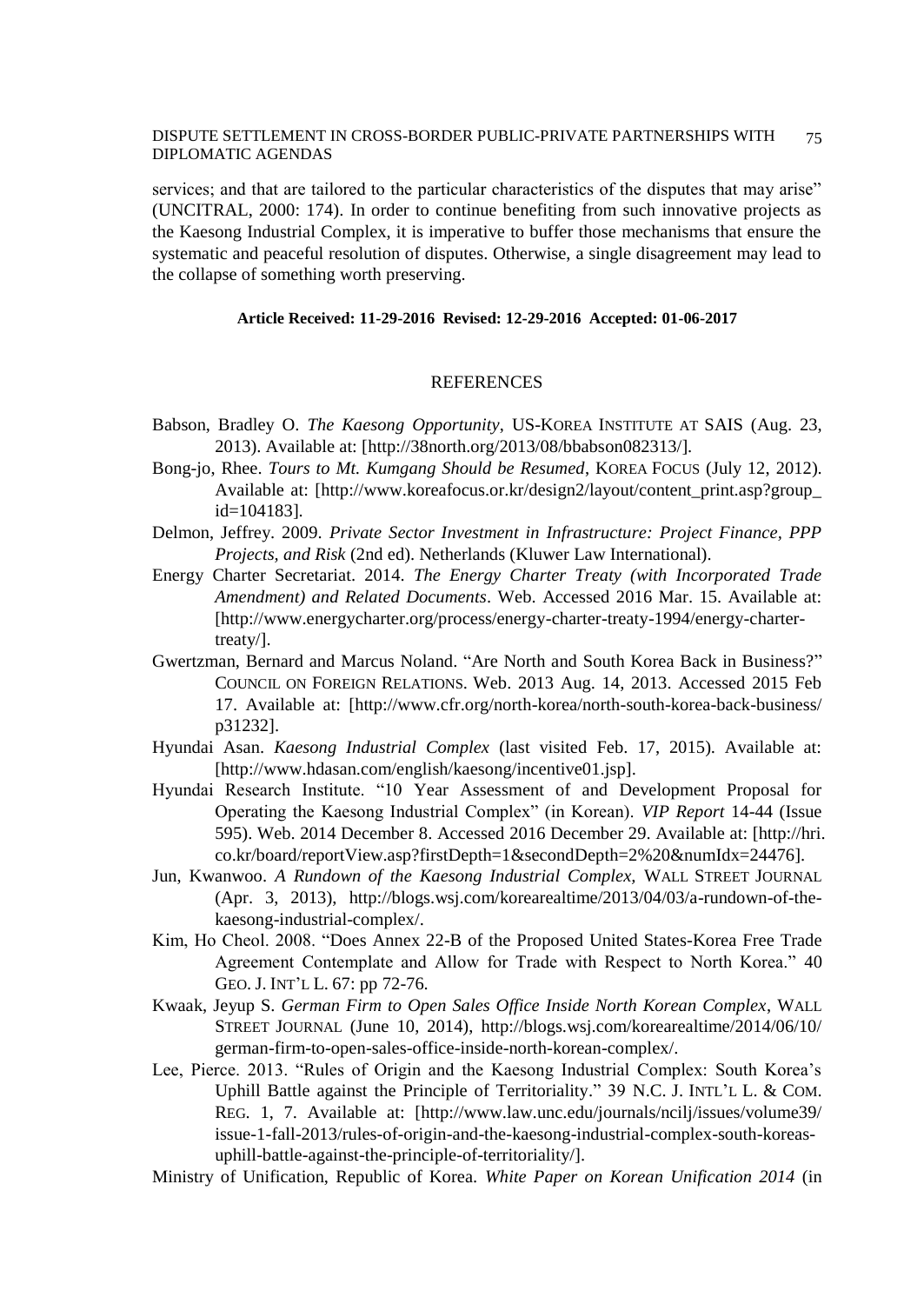services; and that are tailored to the particular characteristics of the disputes that may arise" (UNCITRAL, 2000: 174). In order to continue benefiting from such innovative projects as the Kaesong Industrial Complex, it is imperative to buffer those mechanisms that ensure the systematic and peaceful resolution of disputes. Otherwise, a single disagreement may lead to the collapse of something worth preserving.

**Article Received: 11-29-2016 Revised: 12-29-2016 Accepted: 01-06-2017**

## REFERENCES

Babson, Bradley O. *The Kaesong Opportunity*, US-KOREA INSTITUTE AT SAIS (Aug. 23, 2013). Available at: [http://38north.org/2013/08/bbabson082313/].

Bong-jo, Rhee. *Tours to Mt. Kumgang Should be Resumed*, KOREA FOCUS (July 12, 2012). Available at: [http://www.koreafocus.or.kr/design2/layout/content_print.asp?group_id=104183].

Delmon, Jeffrey. 2009. *Private Sector Investment in Infrastructure: Project Finance, PPP Projects, and Risk* (2nd ed). Netherlands (Kluwer Law International).

Energy Charter Secretariat. 2014. *The Energy Charter Treaty (with Incorporated Trade Amendment) and Related Documents*. Web. Accessed 2016 Mar. 15. Available at: [http://www.energycharter.org/process/energy-charter-treaty-1994/energy-charter-treaty/].

Gwertzman, Bernard and Marcus Noland. "Are North and South Korea Back in Business?" COUNCIL ON FOREIGN RELATIONS. Web. 2013 Aug. 14, 2013. Accessed 2015 Feb 17. Available at: [http://www.cfr.org/north-korea/north-south-korea-back-business/p31232].

Hyundai Asan. *Kaesong Industrial Complex* (last visited Feb. 17, 2015). Available at: [http://www.hdasan.com/english/kaesong/incentive01.jsp].

Hyundai Research Institute. "10 Year Assessment of and Development Proposal for Operating the Kaesong Industrial Complex" (in Korean). *VIP Report* 14-44 (Issue 595). Web. 2014 December 8. Accessed 2016 December 29. Available at: [http://hri.co.kr/board/reportView.asp?firstDepth=1&secondDepth=2%20&numIdx=24476].

Jun, Kwanwoo. *A Rundown of the Kaesong Industrial Complex*, WALL STREET JOURNAL (Apr. 3, 2013), http://blogs.wsj.com/korearealtime/2013/04/03/a-rundown-of-the-kaesong-industrial-complex/.

Kim, Ho Cheol. 2008. "Does Annex 22-B of the Proposed United States-Korea Free Trade Agreement Contemplate and Allow for Trade with Respect to North Korea." 40 GEO. J. INT'L L. 67: pp 72-76.

Kwaak, Jeyup S. *German Firm to Open Sales Office Inside North Korean Complex*, WALL STREET JOURNAL (June 10, 2014), http://blogs.wsj.com/korearealtime/2014/06/10/german-firm-to-open-sales-office-inside-north-korean-complex/.

Lee, Pierce. 2013. "Rules of Origin and the Kaesong Industrial Complex: South Korea's Uphill Battle against the Principle of Territoriality." 39 N.C. J. INTL'L L. & COM. REG. 1, 7. Available at: [http://www.law.unc.edu/journals/ncilj/issues/volume39/issue-1-fall-2013/rules-of-origin-and-the-kaesong-industrial-complex-south-koreas-uphill-battle-against-the-principle-of-territoriality/].

Ministry of Unification, Republic of Korea. *White Paper on Korean Unification 2014* (in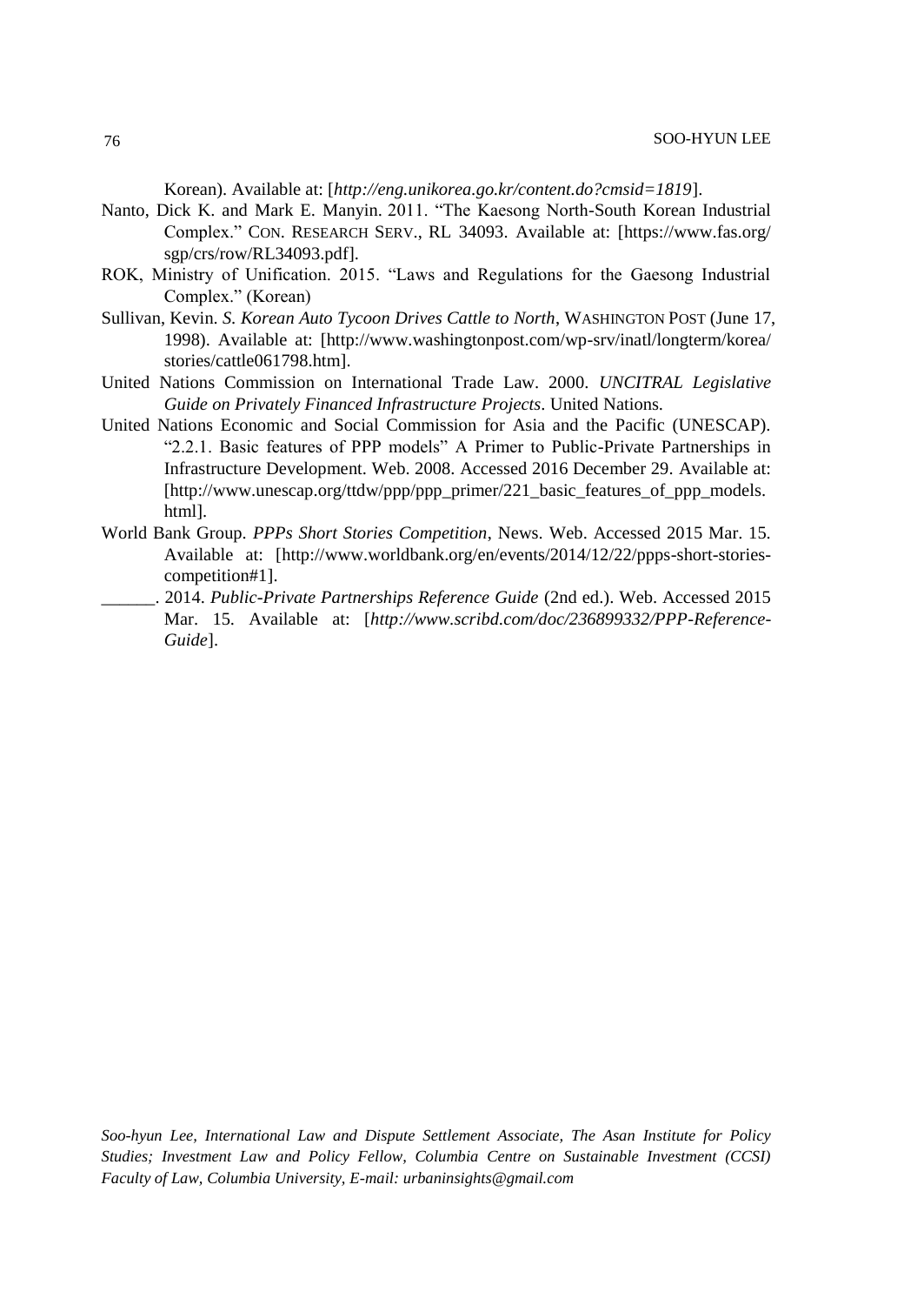Korean). Available at: [*http://eng.unikorea.go.kr/content.do?cmsid=1819*].

Nanto, Dick K. and Mark E. Manyin. 2011. "The Kaesong North-South Korean Industrial Complex." CON. RESEARCH SERV., RL 34093. Available at: [https://www.fas.org/sgp/crs/row/RL34093.pdf].

ROK, Ministry of Unification. 2015. "Laws and Regulations for the Gaesong Industrial Complex." (Korean)

Sullivan, Kevin. *S. Korean Auto Tycoon Drives Cattle to North*, WASHINGTON POST (June 17, 1998). Available at: [http://www.washingtonpost.com/wp-srv/inatl/longterm/korea/stories/cattle061798.htm].

United Nations Commission on International Trade Law. 2000. *UNCITRAL Legislative Guide on Privately Financed Infrastructure Projects*. United Nations.

United Nations Economic and Social Commission for Asia and the Pacific (UNESCAP). "2.2.1. Basic features of PPP models" A Primer to Public-Private Partnerships in Infrastructure Development. Web. 2008. Accessed 2016 December 29. Available at: [http://www.unescap.org/ttdw/ppp/ppp_primer/221_basic_features_of_ppp_models.html].

World Bank Group. *PPPs Short Stories Competition*, News. Web. Accessed 2015 Mar. 15. Available at: [http://www.worldbank.org/en/events/2014/12/22/ppps-short-stories-competition#1].

______. 2014. *Public-Private Partnerships Reference Guide* (2nd ed.). Web. Accessed 2015 Mar. 15. Available at: [*http://www.scribd.com/doc/236899332/PPP-Reference-Guide*].

*Soo-hyun Lee, International Law and Dispute Settlement Associate, The Asan Institute for Policy Studies; Investment Law and Policy Fellow, Columbia Centre on Sustainable Investment (CCSI) Faculty of Law, Columbia University, E-mail: urbaninsights@gmail.com*